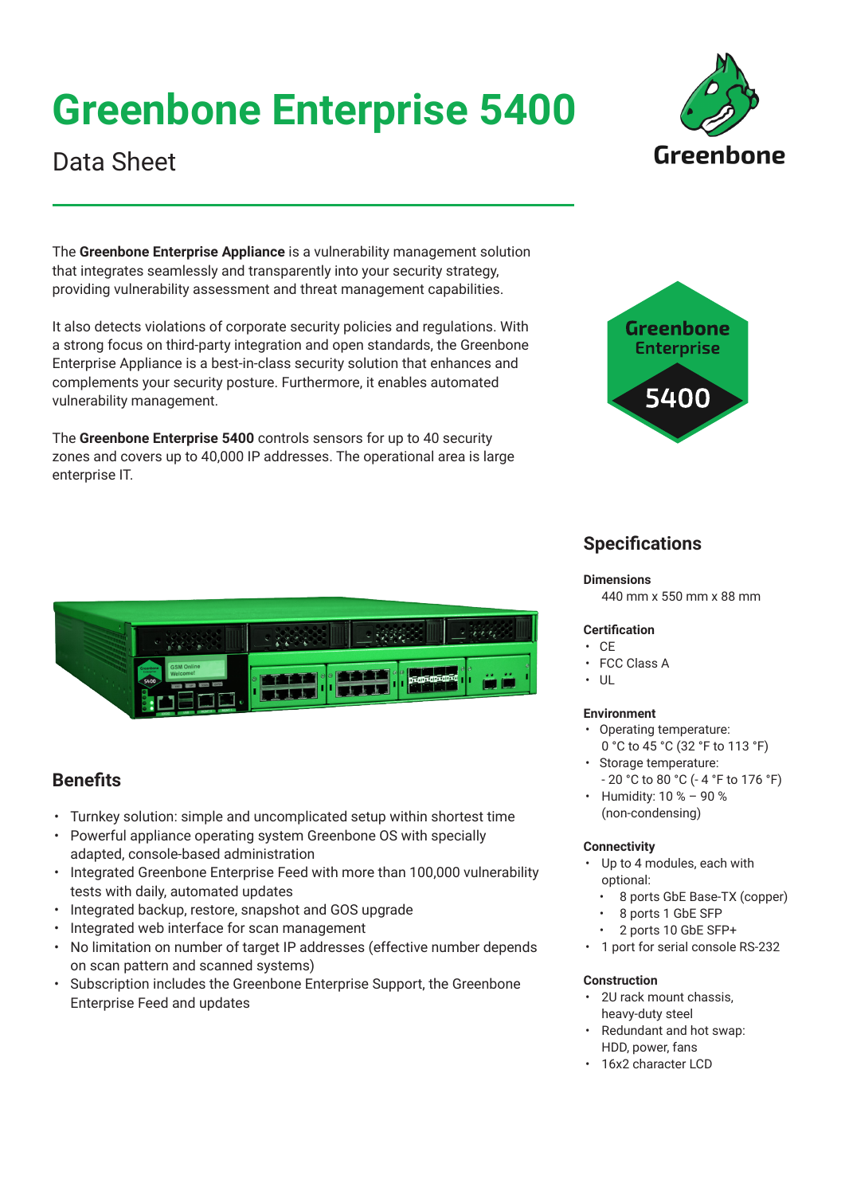# Greenbone Enterprise 5400

Data Sheet

The **Greenbone Enterprise Appliance** is a vulnerability management solution that integrates seamlessly and transparently into your security strategy, providing vulnerability assessment and threat management capabilities.

It also detects violations of corporate security policies and regulations. With a strong focus on third-party integration and open standards, the Greenbone Enterprise Appliance is a best-in-class security solution that enhances and complements your security posture. Furthermore, it enables automated vulnerability management.

The **Greenbone Enterprise 5400** controls sensors for up to 40 security zones and covers up to 40,000 IP addresses. The operational area is large enterprise IT.

## Benefits

- Turnkey solution: simple and uncomplicated setup within shortest time
- Powerful appliance operating system Greenbone OS with specially adapted, console-based administration
- Integrated Greenbone Enterprise Feed with more than 100,000 vulnerability tests with daily, automated updates
- Integrated backup, restore, snapshot and GOS upgrade
- Integrated web interface for scan management
- No limitation on number of target IP addresses (effective number depends on scan pattern and scanned systems)
- Subscription includes the Greenbone Enterprise Support, the Greenbone Enterprise Feed and updates

## Specifications

**Dimensions**

440 mm x 550 mm x 88 mm

**Certification**

- CE
- FCC Class A
- UL

**Environment**

- Operating temperature: 0 °C to 45 °C (32 °F to 113 °F)
- Storage temperature: - 20 °C to 80 °C (- 4 °F to 176 °F)
- Humidity: 10 % – 90 % (non-condensing)

**Connectivity**

- Up to 4 modules, each with optional:
  - 8 ports GbE Base-TX (copper)
  - 8 ports 1 GbE SFP
  - 2 ports 10 GbE SFP+
- 1 port for serial console RS-232

**Construction**

- 2U rack mount chassis, heavy-duty steel
- Redundant and hot swap: HDD, power, fans
- 16x2 character LCD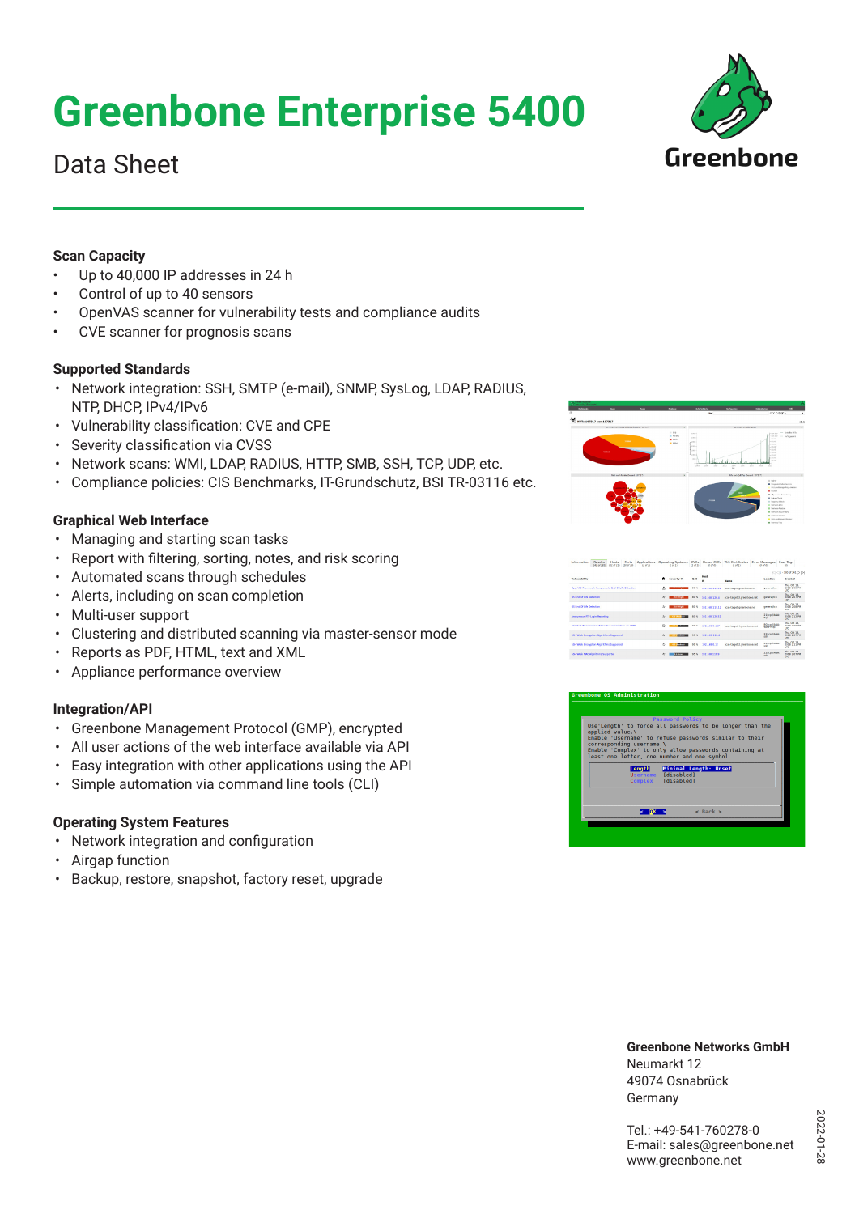# Greenbone Enterprise 5400

## Data Sheet

### Scan Capacity

- Up to 40,000 IP addresses in 24 h
- Control of up to 40 sensors
- OpenVAS scanner for vulnerability tests and compliance audits
- CVE scanner for prognosis scans

### Supported Standards

- Network integration: SSH, SMTP (e-mail), SNMP, SysLog, LDAP, RADIUS, NTP, DHCP, IPv4/IPv6
- Vulnerability classification: CVE and CPE
- Severity classification via CVSS
- Network scans: WMI, LDAP, RADIUS, HTTP, SMB, SSH, TCP, UDP, etc.
- Compliance policies: CIS Benchmarks, IT-Grundschutz, BSI TR-03116 etc.

### Graphical Web Interface

- Managing and starting scan tasks
- Report with filtering, sorting, notes, and risk scoring
- Automated scans through schedules
- Alerts, including on scan completion
- Multi-user support
- Clustering and distributed scanning via master-sensor mode
- Reports as PDF, HTML, text and XML
- Appliance performance overview

### Integration/API

- Greenbone Management Protocol (GMP), encrypted
- All user actions of the web interface available via API
- Easy integration with other applications using the API
- Simple automation via command line tools (CLI)

### Operating System Features

- Network integration and configuration
- Airgap function
- Backup, restore, snapshot, factory reset, upgrade

**Greenbone Networks GmbH**
Neumarkt 12
49074 Osnabrück
Germany

Tel.: +49-541-760278-0
E-mail: sales@greenbone.net
www.greenbone.net

2022-01-28